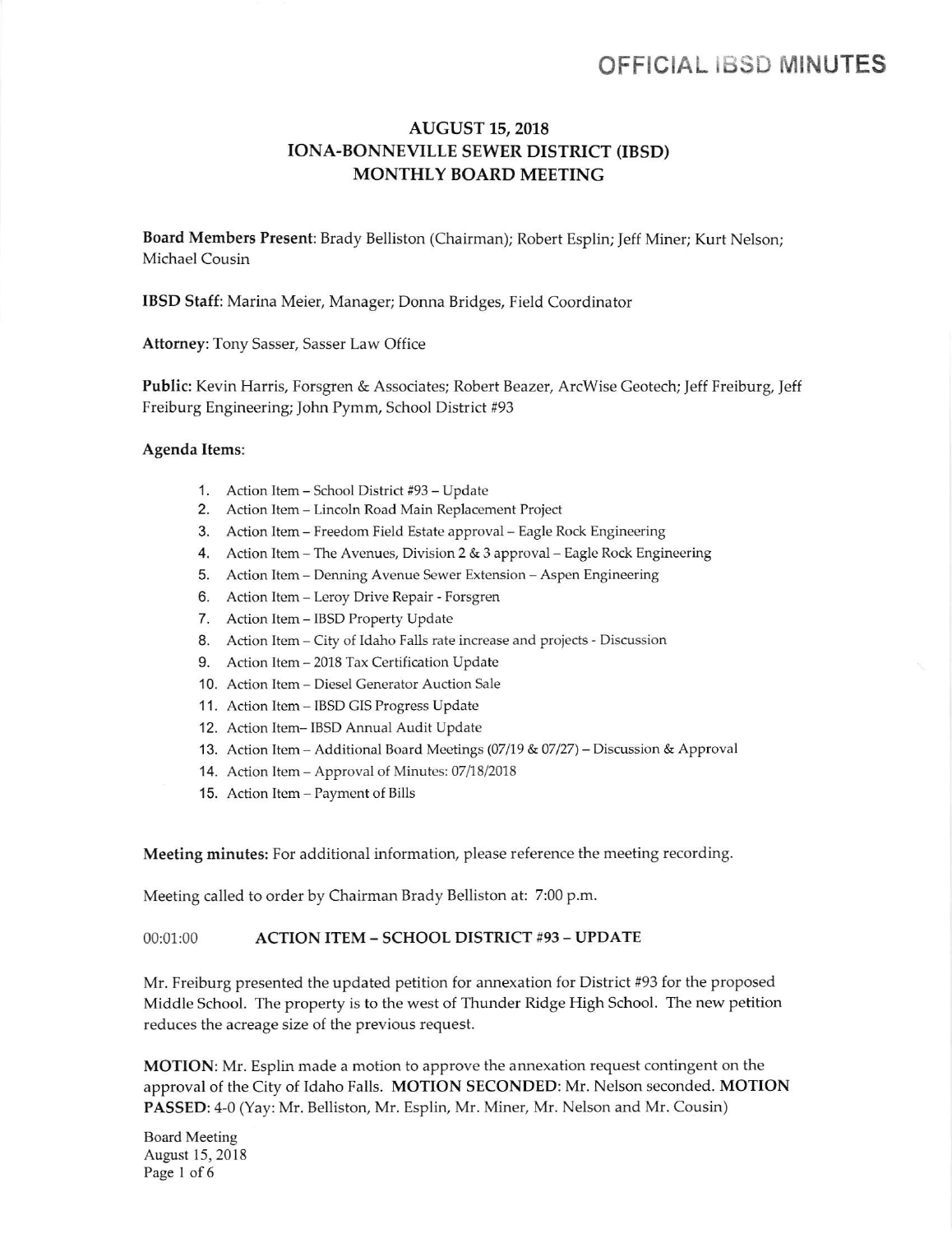# OFFICIAL IBSD MINUTES

## AUGUST 15, 2018
## IONA-BONNEVILLE SEWER DISTRICT (IBSD)
## MONTHLY BOARD MEETING

**Board Members Present**: Brady Belliston (Chairman); Robert Esplin; Jeff Miner; Kurt Nelson; Michael Cousin

**IBSD Staff**: Marina Meier, Manager; Donna Bridges, Field Coordinator

**Attorney**: Tony Sasser, Sasser Law Office

**Public**: Kevin Harris, Forsgren & Associates; Robert Beazer, ArcWise Geotech; Jeff Freiburg, Jeff Freiburg Engineering; John Pymm, School District #93

**Agenda Items**:

1. Action Item – School District #93 – Update
2. Action Item – Lincoln Road Main Replacement Project
3. Action Item – Freedom Field Estate approval – Eagle Rock Engineering
4. Action Item – The Avenues, Division 2 & 3 approval – Eagle Rock Engineering
5. Action Item – Denning Avenue Sewer Extension – Aspen Engineering
6. Action Item – Leroy Drive Repair - Forsgren
7. Action Item – IBSD Property Update
8. Action Item – City of Idaho Falls rate increase and projects - Discussion
9. Action Item – 2018 Tax Certification Update
10. Action Item – Diesel Generator Auction Sale
11. Action Item – IBSD GIS Progress Update
12. Action Item– IBSD Annual Audit Update
13. Action Item – Additional Board Meetings (07/19 & 07/27) – Discussion & Approval
14. Action Item – Approval of Minutes: 07/18/2018
15. Action Item – Payment of Bills

**Meeting minutes:** For additional information, please reference the meeting recording.

Meeting called to order by Chairman Brady Belliston at: 7:00 p.m.

00:01:00 **ACTION ITEM – SCHOOL DISTRICT #93 – UPDATE**

Mr. Freiburg presented the updated petition for annexation for District #93 for the proposed Middle School. The property is to the west of Thunder Ridge High School. The new petition reduces the acreage size of the previous request.

**MOTION**: Mr. Esplin made a motion to approve the annexation request contingent on the approval of the City of Idaho Falls. **MOTION SECONDED**: Mr. Nelson seconded. **MOTION PASSED**: 4-0 (Yay: Mr. Belliston, Mr. Esplin, Mr. Miner, Mr. Nelson and Mr. Cousin)

Board Meeting
August 15, 2018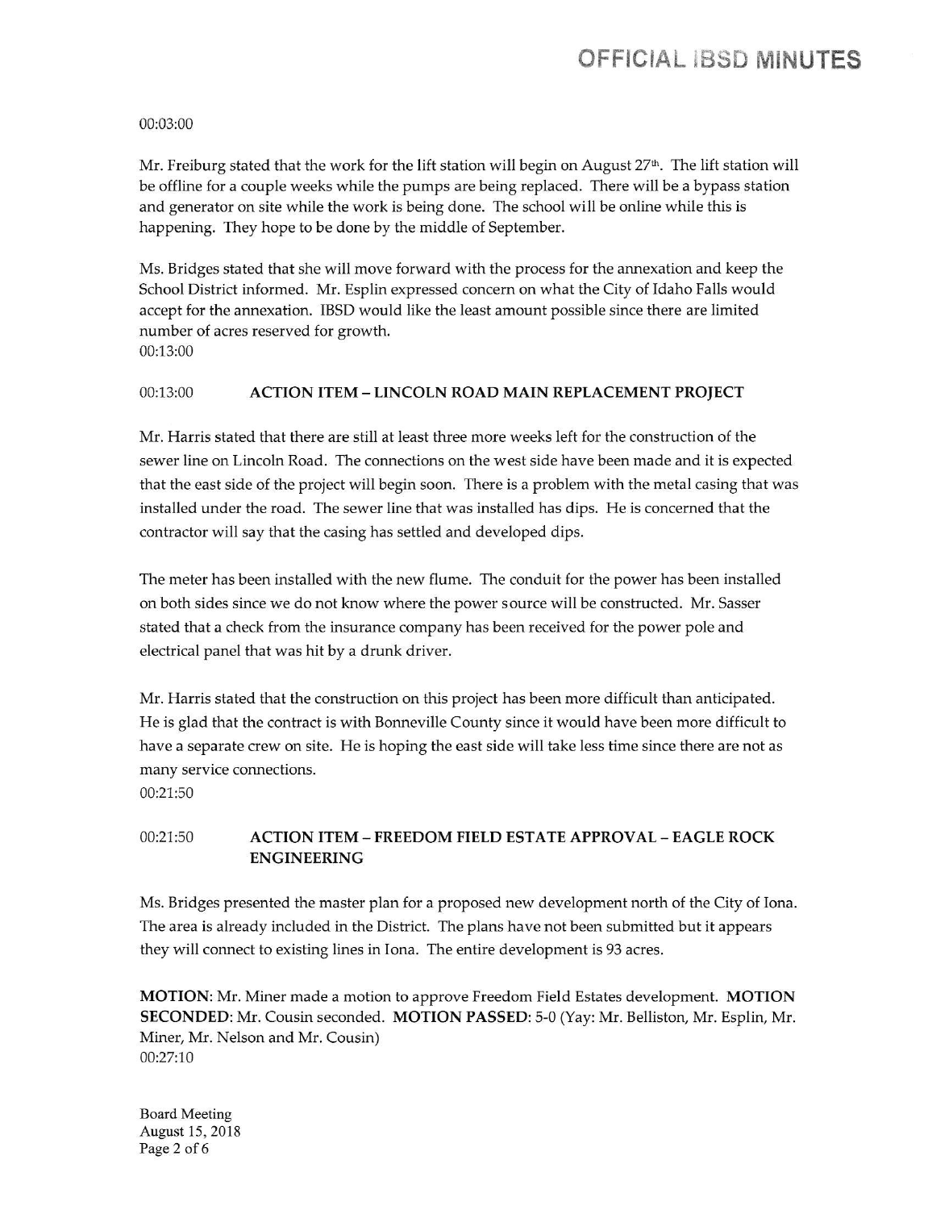00:03:00

Mr. Freiburg stated that the work for the lift station will begin on August 27th. The lift station will be offline for a couple weeks while the pumps are being replaced. There will be a bypass station and generator on site while the work is being done. The school will be online while this is happening. They hope to be done by the middle of September.

Ms. Bridges stated that she will move forward with the process for the annexation and keep the School District informed. Mr. Esplin expressed concern on what the City of Idaho Falls would accept for the annexation. IBSD would like the least amount possible since there are limited number of acres reserved for growth.
00:13:00

00:13:00 **ACTION ITEM – LINCOLN ROAD MAIN REPLACEMENT PROJECT**

Mr. Harris stated that there are still at least three more weeks left for the construction of the sewer line on Lincoln Road. The connections on the west side have been made and it is expected that the east side of the project will begin soon. There is a problem with the metal casing that was installed under the road. The sewer line that was installed has dips. He is concerned that the contractor will say that the casing has settled and developed dips.

The meter has been installed with the new flume. The conduit for the power has been installed on both sides since we do not know where the power source will be constructed. Mr. Sasser stated that a check from the insurance company has been received for the power pole and electrical panel that was hit by a drunk driver.

Mr. Harris stated that the construction on this project has been more difficult than anticipated. He is glad that the contract is with Bonneville County since it would have been more difficult to have a separate crew on site. He is hoping the east side will take less time since there are not as many service connections.
00:21:50

00:21:50 **ACTION ITEM – FREEDOM FIELD ESTATE APPROVAL – EAGLE ROCK ENGINEERING**

Ms. Bridges presented the master plan for a proposed new development north of the City of Iona. The area is already included in the District. The plans have not been submitted but it appears they will connect to existing lines in Iona. The entire development is 93 acres.

**MOTION**: Mr. Miner made a motion to approve Freedom Field Estates development. **MOTION SECONDED**: Mr. Cousin seconded. **MOTION PASSED**: 5-0 (Yay: Mr. Belliston, Mr. Esplin, Mr. Miner, Mr. Nelson and Mr. Cousin)
00:27:10

Board Meeting
August 15, 2018